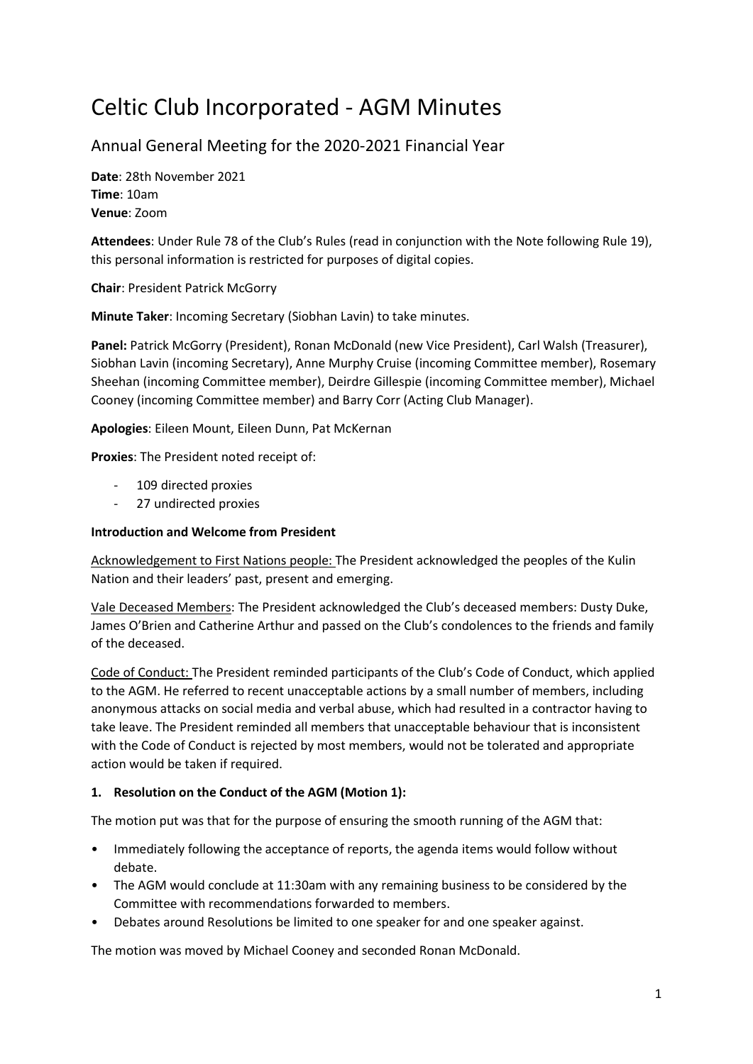# Celtic Club Incorporated - AGM Minutes

## Annual General Meeting for the 2020-2021 Financial Year

**Date**: 28th November 2021
**Time**: 10am
**Venue**: Zoom

**Attendees**: Under Rule 78 of the Club's Rules (read in conjunction with the Note following Rule 19), this personal information is restricted for purposes of digital copies.

**Chair**: President Patrick McGorry

**Minute Taker**: Incoming Secretary (Siobhan Lavin) to take minutes.

**Panel:** Patrick McGorry (President), Ronan McDonald (new Vice President), Carl Walsh (Treasurer), Siobhan Lavin (incoming Secretary), Anne Murphy Cruise (incoming Committee member), Rosemary Sheehan (incoming Committee member), Deirdre Gillespie (incoming Committee member), Michael Cooney (incoming Committee member) and Barry Corr (Acting Club Manager).

**Apologies**: Eileen Mount, Eileen Dunn, Pat McKernan

**Proxies**: The President noted receipt of:

- 109 directed proxies
- 27 undirected proxies

**Introduction and Welcome from President**

Acknowledgement to First Nations people: The President acknowledged the peoples of the Kulin Nation and their leaders' past, present and emerging.

Vale Deceased Members: The President acknowledged the Club's deceased members: Dusty Duke, James O'Brien and Catherine Arthur and passed on the Club's condolences to the friends and family of the deceased.

Code of Conduct: The President reminded participants of the Club's Code of Conduct, which applied to the AGM. He referred to recent unacceptable actions by a small number of members, including anonymous attacks on social media and verbal abuse, which had resulted in a contractor having to take leave. The President reminded all members that unacceptable behaviour that is inconsistent with the Code of Conduct is rejected by most members, would not be tolerated and appropriate action would be taken if required.

**1. Resolution on the Conduct of the AGM (Motion 1):**

The motion put was that for the purpose of ensuring the smooth running of the AGM that:

- Immediately following the acceptance of reports, the agenda items would follow without debate.
- The AGM would conclude at 11:30am with any remaining business to be considered by the Committee with recommendations forwarded to members.
- Debates around Resolutions be limited to one speaker for and one speaker against.

The motion was moved by Michael Cooney and seconded Ronan McDonald.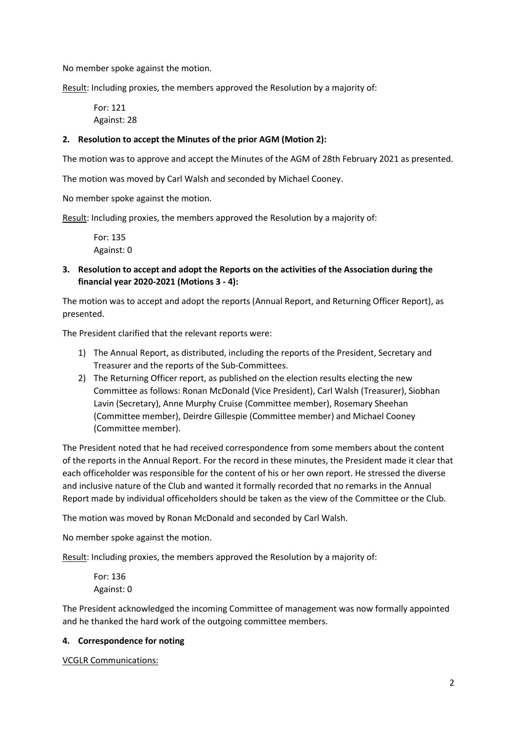No member spoke against the motion.

Result: Including proxies, the members approved the Resolution by a majority of:

For: 121
Against: 28

**2. Resolution to accept the Minutes of the prior AGM (Motion 2):**

The motion was to approve and accept the Minutes of the AGM of 28th February 2021 as presented.

The motion was moved by Carl Walsh and seconded by Michael Cooney.

No member spoke against the motion.

Result: Including proxies, the members approved the Resolution by a majority of:

For: 135
Against: 0

**3. Resolution to accept and adopt the Reports on the activities of the Association during the financial year 2020-2021 (Motions 3 - 4):**

The motion was to accept and adopt the reports (Annual Report, and Returning Officer Report), as presented.

The President clarified that the relevant reports were:

1) The Annual Report, as distributed, including the reports of the President, Secretary and Treasurer and the reports of the Sub-Committees.
2) The Returning Officer report, as published on the election results electing the new Committee as follows: Ronan McDonald (Vice President), Carl Walsh (Treasurer), Siobhan Lavin (Secretary), Anne Murphy Cruise (Committee member), Rosemary Sheehan (Committee member), Deirdre Gillespie (Committee member) and Michael Cooney (Committee member).

The President noted that he had received correspondence from some members about the content of the reports in the Annual Report. For the record in these minutes, the President made it clear that each officeholder was responsible for the content of his or her own report. He stressed the diverse and inclusive nature of the Club and wanted it formally recorded that no remarks in the Annual Report made by individual officeholders should be taken as the view of the Committee or the Club.

The motion was moved by Ronan McDonald and seconded by Carl Walsh.

No member spoke against the motion.

Result: Including proxies, the members approved the Resolution by a majority of:

For: 136
Against: 0

The President acknowledged the incoming Committee of management was now formally appointed and he thanked the hard work of the outgoing committee members.

**4. Correspondence for noting**

VCGLR Communications: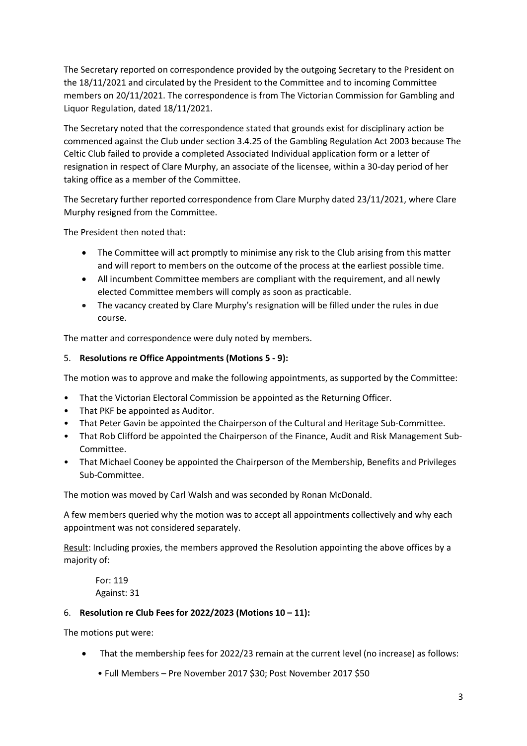The Secretary reported on correspondence provided by the outgoing Secretary to the President on the 18/11/2021 and circulated by the President to the Committee and to incoming Committee members on 20/11/2021. The correspondence is from The Victorian Commission for Gambling and Liquor Regulation, dated 18/11/2021.

The Secretary noted that the correspondence stated that grounds exist for disciplinary action be commenced against the Club under section 3.4.25 of the Gambling Regulation Act 2003 because The Celtic Club failed to provide a completed Associated Individual application form or a letter of resignation in respect of Clare Murphy, an associate of the licensee, within a 30-day period of her taking office as a member of the Committee.

The Secretary further reported correspondence from Clare Murphy dated 23/11/2021, where Clare Murphy resigned from the Committee.

The President then noted that:

- The Committee will act promptly to minimise any risk to the Club arising from this matter and will report to members on the outcome of the process at the earliest possible time.
- All incumbent Committee members are compliant with the requirement, and all newly elected Committee members will comply as soon as practicable.
- The vacancy created by Clare Murphy's resignation will be filled under the rules in due course.

The matter and correspondence were duly noted by members.

5. **Resolutions re Office Appointments (Motions 5 - 9):**

The motion was to approve and make the following appointments, as supported by the Committee:

- That the Victorian Electoral Commission be appointed as the Returning Officer.
- That PKF be appointed as Auditor.
- That Peter Gavin be appointed the Chairperson of the Cultural and Heritage Sub-Committee.
- That Rob Clifford be appointed the Chairperson of the Finance, Audit and Risk Management Sub-Committee.
- That Michael Cooney be appointed the Chairperson of the Membership, Benefits and Privileges Sub-Committee.

The motion was moved by Carl Walsh and was seconded by Ronan McDonald.

A few members queried why the motion was to accept all appointments collectively and why each appointment was not considered separately.

Result: Including proxies, the members approved the Resolution appointing the above offices by a majority of:

For: 119
Against: 31

6. **Resolution re Club Fees for 2022/2023 (Motions 10 – 11):**

The motions put were:

- That the membership fees for 2022/23 remain at the current level (no increase) as follows:
  - Full Members – Pre November 2017 $30; Post November 2017 $50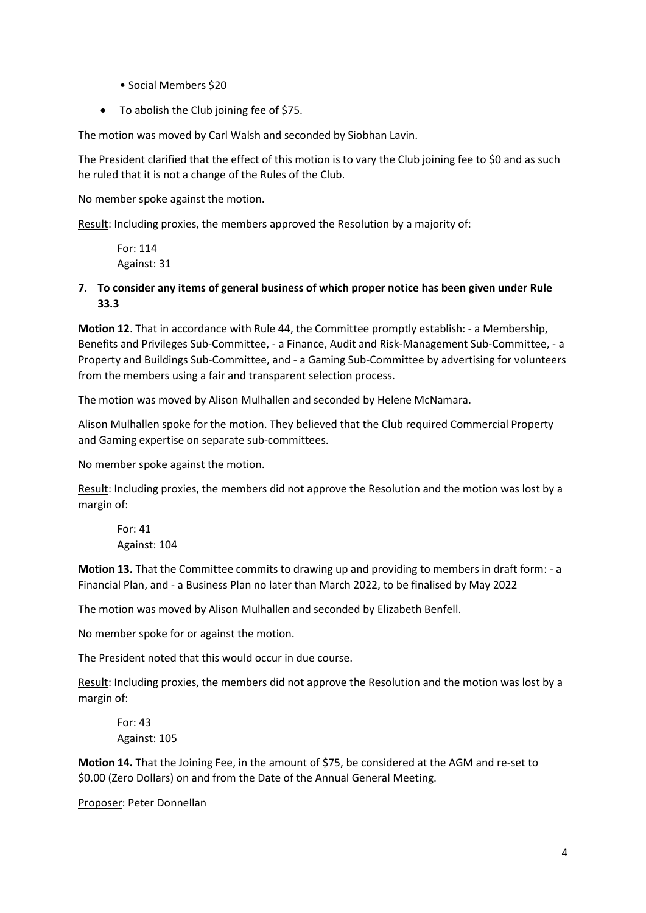- Social Members $20

- To abolish the Club joining fee of $75.

The motion was moved by Carl Walsh and seconded by Siobhan Lavin.

The President clarified that the effect of this motion is to vary the Club joining fee to $0 and as such he ruled that it is not a change of the Rules of the Club.

No member spoke against the motion.

Result: Including proxies, the members approved the Resolution by a majority of:

> For: 114
> Against: 31

**7. To consider any items of general business of which proper notice has been given under Rule 33.3**

**Motion 12**. That in accordance with Rule 44, the Committee promptly establish: - a Membership, Benefits and Privileges Sub-Committee, - a Finance, Audit and Risk-Management Sub-Committee, - a Property and Buildings Sub-Committee, and - a Gaming Sub-Committee by advertising for volunteers from the members using a fair and transparent selection process.

The motion was moved by Alison Mulhallen and seconded by Helene McNamara.

Alison Mulhallen spoke for the motion. They believed that the Club required Commercial Property and Gaming expertise on separate sub-committees.

No member spoke against the motion.

Result: Including proxies, the members did not approve the Resolution and the motion was lost by a margin of:

> For: 41
> Against: 104

**Motion 13.** That the Committee commits to drawing up and providing to members in draft form: - a Financial Plan, and - a Business Plan no later than March 2022, to be finalised by May 2022

The motion was moved by Alison Mulhallen and seconded by Elizabeth Benfell.

No member spoke for or against the motion.

The President noted that this would occur in due course.

Result: Including proxies, the members did not approve the Resolution and the motion was lost by a margin of:

> For: 43
> Against: 105

**Motion 14.** That the Joining Fee, in the amount of $75, be considered at the AGM and re-set to $0.00 (Zero Dollars) on and from the Date of the Annual General Meeting.

Proposer: Peter Donnellan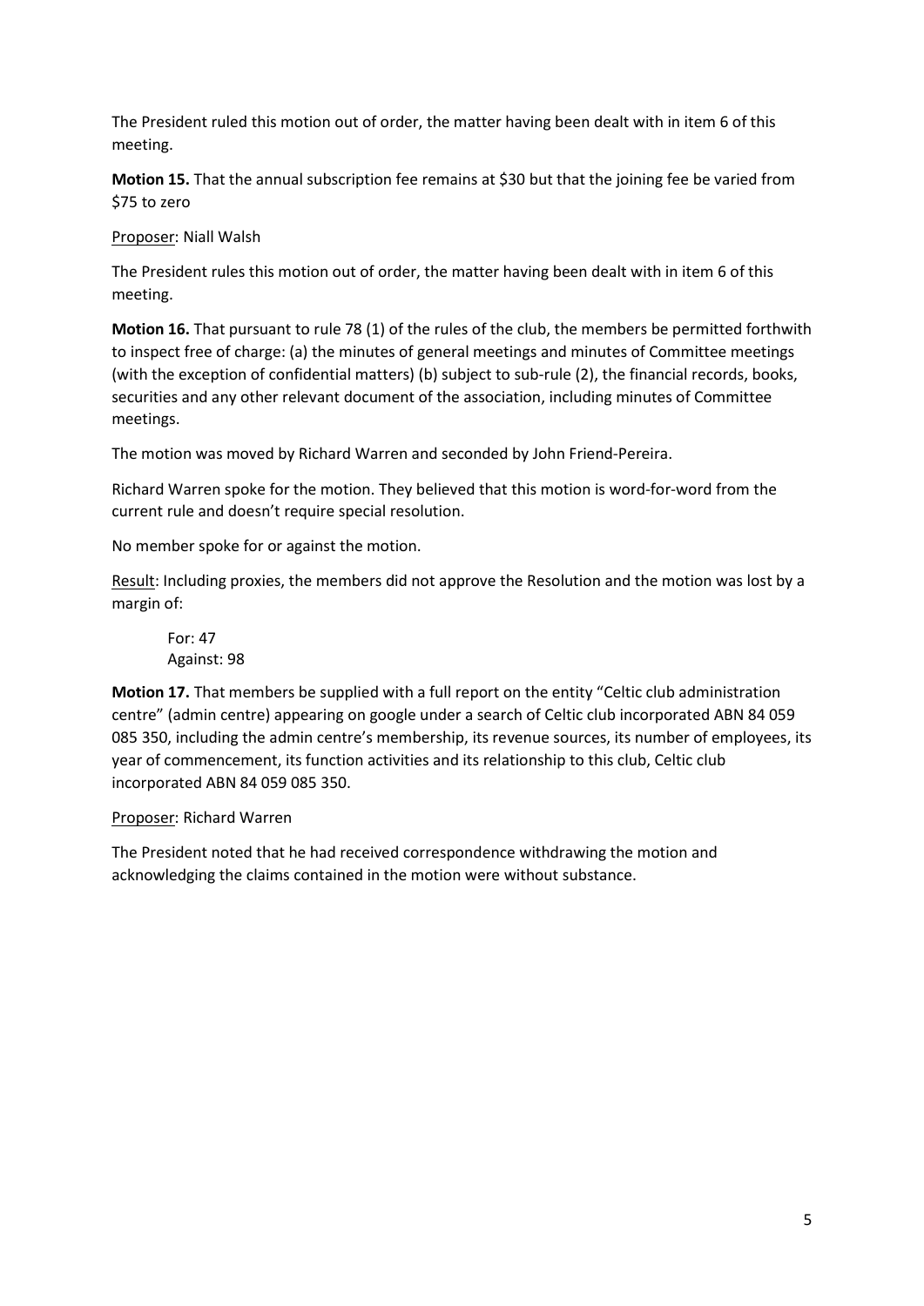The President ruled this motion out of order, the matter having been dealt with in item 6 of this meeting.

**Motion 15.** That the annual subscription fee remains at $30 but that the joining fee be varied from $75 to zero

<u>Proposer</u>: Niall Walsh

The President rules this motion out of order, the matter having been dealt with in item 6 of this meeting.

**Motion 16.** That pursuant to rule 78 (1) of the rules of the club, the members be permitted forthwith to inspect free of charge: (a) the minutes of general meetings and minutes of Committee meetings (with the exception of confidential matters) (b) subject to sub-rule (2), the financial records, books, securities and any other relevant document of the association, including minutes of Committee meetings.

The motion was moved by Richard Warren and seconded by John Friend-Pereira.

Richard Warren spoke for the motion. They believed that this motion is word-for-word from the current rule and doesn't require special resolution.

No member spoke for or against the motion.

<u>Result</u>: Including proxies, the members did not approve the Resolution and the motion was lost by a margin of:

For: 47
Against: 98

**Motion 17.** That members be supplied with a full report on the entity "Celtic club administration centre" (admin centre) appearing on google under a search of Celtic club incorporated ABN 84 059 085 350, including the admin centre's membership, its revenue sources, its number of employees, its year of commencement, its function activities and its relationship to this club, Celtic club incorporated ABN 84 059 085 350.

<u>Proposer</u>: Richard Warren

The President noted that he had received correspondence withdrawing the motion and acknowledging the claims contained in the motion were without substance.